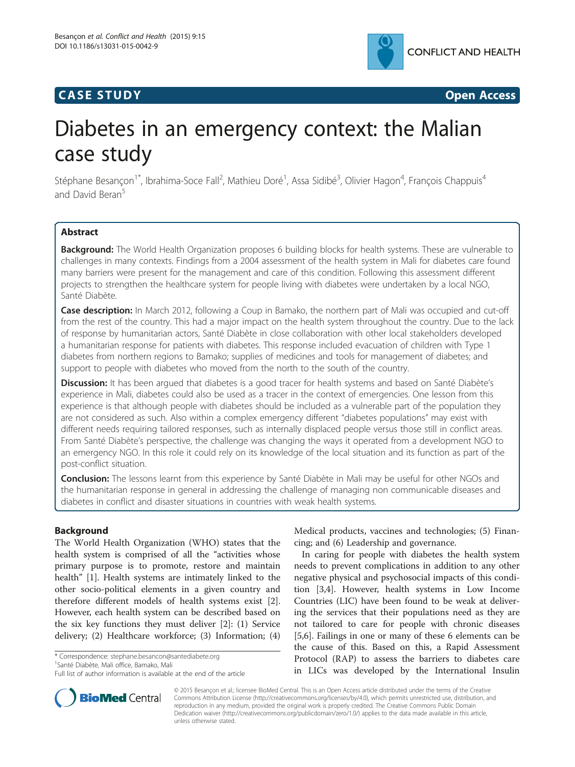**CASE STUDY** **Open Access**

# Diabetes in an emergency context: the Malian case study

Stéphane Besançon[1*], Ibrahima-Soce Fall[2], Mathieu Doré[1], Assa Sidibé[3], Olivier Hagon[4], François Chappuis[4] and David Beran[5]

## Abstract

**Background:** The World Health Organization proposes 6 building blocks for health systems. These are vulnerable to challenges in many contexts. Findings from a 2004 assessment of the health system in Mali for diabetes care found many barriers were present for the management and care of this condition. Following this assessment different projects to strengthen the healthcare system for people living with diabetes were undertaken by a local NGO, Santé Diabète.

**Case description:** In March 2012, following a Coup in Bamako, the northern part of Mali was occupied and cut-off from the rest of the country. This had a major impact on the health system throughout the country. Due to the lack of response by humanitarian actors, Santé Diabète in close collaboration with other local stakeholders developed a humanitarian response for patients with diabetes. This response included evacuation of children with Type 1 diabetes from northern regions to Bamako; supplies of medicines and tools for management of diabetes; and support to people with diabetes who moved from the north to the south of the country.

**Discussion:** It has been argued that diabetes is a good tracer for health systems and based on Santé Diabète's experience in Mali, diabetes could also be used as a tracer in the context of emergencies. One lesson from this experience is that although people with diabetes should be included as a vulnerable part of the population they are not considered as such. Also within a complex emergency different "diabetes populations" may exist with different needs requiring tailored responses, such as internally displaced people versus those still in conflict areas. From Santé Diabète's perspective, the challenge was changing the ways it operated from a development NGO to an emergency NGO. In this role it could rely on its knowledge of the local situation and its function as part of the post-conflict situation.

**Conclusion:** The lessons learnt from this experience by Santé Diabète in Mali may be useful for other NGOs and the humanitarian response in general in addressing the challenge of managing non communicable diseases and diabetes in conflict and disaster situations in countries with weak health systems.

## Background

The World Health Organization (WHO) states that the health system is comprised of all the "activities whose primary purpose is to promote, restore and maintain health" [1]. Health systems are intimately linked to the other socio-political elements in a given country and therefore different models of health systems exist [2]. However, each health system can be described based on the six key functions they must deliver [2]: (1) Service delivery; (2) Healthcare workforce; (3) Information; (4) Medical products, vaccines and technologies; (5) Financing; and (6) Leadership and governance.

In caring for people with diabetes the health system needs to prevent complications in addition to any other negative physical and psychosocial impacts of this condition [3,4]. However, health systems in Low Income Countries (LIC) have been found to be weak at delivering the services that their populations need as they are not tailored to care for people with chronic diseases [5,6]. Failings in one or many of these 6 elements can be the cause of this. Based on this, a Rapid Assessment Protocol (RAP) to assess the barriers to diabetes care in LICs was developed by the International Insulin

\* Correspondence: stephane.besancon@santediabete.org
[1]Santé Diabète, Mali office, Bamako, Mali
Full list of author information is available at the end of the article

© 2015 Besançon et al.; licensee BioMed Central. This is an Open Access article distributed under the terms of the Creative Commons Attribution License (http://creativecommons.org/licenses/by/4.0), which permits unrestricted use, distribution, and reproduction in any medium, provided the original work is properly credited. The Creative Commons Public Domain Dedication waiver (http://creativecommons.org/publicdomain/zero/1.0/) applies to the data made available in this article, unless otherwise stated.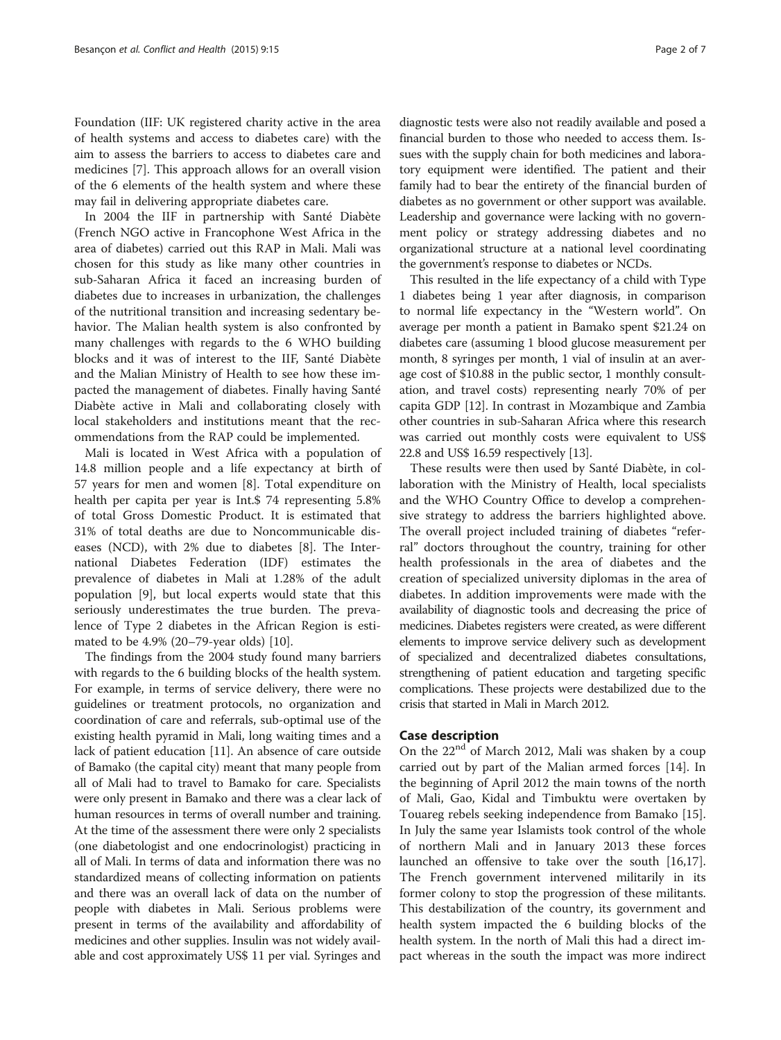Foundation (IIF: UK registered charity active in the area of health systems and access to diabetes care) with the aim to assess the barriers to access to diabetes care and medicines [7]. This approach allows for an overall vision of the 6 elements of the health system and where these may fail in delivering appropriate diabetes care.

In 2004 the IIF in partnership with Santé Diabète (French NGO active in Francophone West Africa in the area of diabetes) carried out this RAP in Mali. Mali was chosen for this study as like many other countries in sub-Saharan Africa it faced an increasing burden of diabetes due to increases in urbanization, the challenges of the nutritional transition and increasing sedentary behavior. The Malian health system is also confronted by many challenges with regards to the 6 WHO building blocks and it was of interest to the IIF, Santé Diabète and the Malian Ministry of Health to see how these impacted the management of diabetes. Finally having Santé Diabète active in Mali and collaborating closely with local stakeholders and institutions meant that the recommendations from the RAP could be implemented.

Mali is located in West Africa with a population of 14.8 million people and a life expectancy at birth of 57 years for men and women [8]. Total expenditure on health per capita per year is Int.$ 74 representing 5.8% of total Gross Domestic Product. It is estimated that 31% of total deaths are due to Noncommunicable diseases (NCD), with 2% due to diabetes [8]. The International Diabetes Federation (IDF) estimates the prevalence of diabetes in Mali at 1.28% of the adult population [9], but local experts would state that this seriously underestimates the true burden. The prevalence of Type 2 diabetes in the African Region is estimated to be 4.9% (20–79-year olds) [10].

The findings from the 2004 study found many barriers with regards to the 6 building blocks of the health system. For example, in terms of service delivery, there were no guidelines or treatment protocols, no organization and coordination of care and referrals, sub-optimal use of the existing health pyramid in Mali, long waiting times and a lack of patient education [11]. An absence of care outside of Bamako (the capital city) meant that many people from all of Mali had to travel to Bamako for care. Specialists were only present in Bamako and there was a clear lack of human resources in terms of overall number and training. At the time of the assessment there were only 2 specialists (one diabetologist and one endocrinologist) practicing in all of Mali. In terms of data and information there was no standardized means of collecting information on patients and there was an overall lack of data on the number of people with diabetes in Mali. Serious problems were present in terms of the availability and affordability of medicines and other supplies. Insulin was not widely available and cost approximately US$ 11 per vial. Syringes and diagnostic tests were also not readily available and posed a financial burden to those who needed to access them. Issues with the supply chain for both medicines and laboratory equipment were identified. The patient and their family had to bear the entirety of the financial burden of diabetes as no government or other support was available. Leadership and governance were lacking with no government policy or strategy addressing diabetes and no organizational structure at a national level coordinating the government's response to diabetes or NCDs.

This resulted in the life expectancy of a child with Type 1 diabetes being 1 year after diagnosis, in comparison to normal life expectancy in the "Western world". On average per month a patient in Bamako spent $21.24 on diabetes care (assuming 1 blood glucose measurement per month, 8 syringes per month, 1 vial of insulin at an average cost of $10.88 in the public sector, 1 monthly consultation, and travel costs) representing nearly 70% of per capita GDP [12]. In contrast in Mozambique and Zambia other countries in sub-Saharan Africa where this research was carried out monthly costs were equivalent to US$ 22.8 and US$ 16.59 respectively [13].

These results were then used by Santé Diabète, in collaboration with the Ministry of Health, local specialists and the WHO Country Office to develop a comprehensive strategy to address the barriers highlighted above. The overall project included training of diabetes "referral" doctors throughout the country, training for other health professionals in the area of diabetes and the creation of specialized university diplomas in the area of diabetes. In addition improvements were made with the availability of diagnostic tools and decreasing the price of medicines. Diabetes registers were created, as were different elements to improve service delivery such as development of specialized and decentralized diabetes consultations, strengthening of patient education and targeting specific complications. These projects were destabilized due to the crisis that started in Mali in March 2012.

## Case description

On the 22nd of March 2012, Mali was shaken by a coup carried out by part of the Malian armed forces [14]. In the beginning of April 2012 the main towns of the north of Mali, Gao, Kidal and Timbuktu were overtaken by Touareg rebels seeking independence from Bamako [15]. In July the same year Islamists took control of the whole of northern Mali and in January 2013 these forces launched an offensive to take over the south [16,17]. The French government intervened militarily in its former colony to stop the progression of these militants. This destabilization of the country, its government and health system impacted the 6 building blocks of the health system. In the north of Mali this had a direct impact whereas in the south the impact was more indirect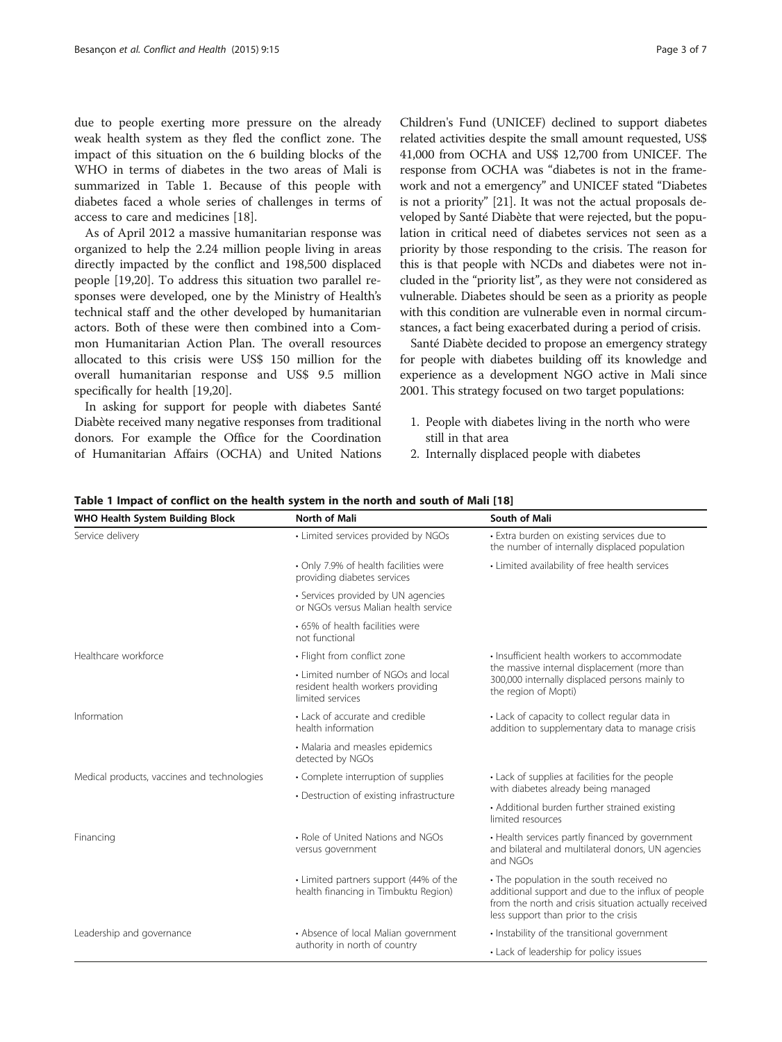due to people exerting more pressure on the already weak health system as they fled the conflict zone. The impact of this situation on the 6 building blocks of the WHO in terms of diabetes in the two areas of Mali is summarized in Table 1. Because of this people with diabetes faced a whole series of challenges in terms of access to care and medicines [18].

As of April 2012 a massive humanitarian response was organized to help the 2.24 million people living in areas directly impacted by the conflict and 198,500 displaced people [19,20]. To address this situation two parallel responses were developed, one by the Ministry of Health's technical staff and the other developed by humanitarian actors. Both of these were then combined into a Common Humanitarian Action Plan. The overall resources allocated to this crisis were US$ 150 million for the overall humanitarian response and US$ 9.5 million specifically for health [19,20].

In asking for support for people with diabetes Santé Diabète received many negative responses from traditional donors. For example the Office for the Coordination of Humanitarian Affairs (OCHA) and United Nations Children's Fund (UNICEF) declined to support diabetes related activities despite the small amount requested, US$ 41,000 from OCHA and US$ 12,700 from UNICEF. The response from OCHA was "diabetes is not in the framework and not a emergency" and UNICEF stated "Diabetes is not a priority" [21]. It was not the actual proposals developed by Santé Diabète that were rejected, but the population in critical need of diabetes services not seen as a priority by those responding to the crisis. The reason for this is that people with NCDs and diabetes were not included in the "priority list", as they were not considered as vulnerable. Diabetes should be seen as a priority as people with this condition are vulnerable even in normal circumstances, a fact being exacerbated during a period of crisis.

Santé Diabète decided to propose an emergency strategy for people with diabetes building off its knowledge and experience as a development NGO active in Mali since 2001. This strategy focused on two target populations:

1. People with diabetes living in the north who were still in that area
2. Internally displaced people with diabetes

**Table 1 Impact of conflict on the health system in the north and south of Mali [18]**

| WHO Health System Building Block | North of Mali | South of Mali |
|---|---|---|
| Service delivery | • Limited services provided by NGOs | • Extra burden on existing services due to the number of internally displaced population |
| | • Only 7.9% of health facilities were providing diabetes services | • Limited availability of free health services |
| | • Services provided by UN agencies or NGOs versus Malian health service | |
| | • 65% of health facilities were not functional | |
| Healthcare workforce | • Flight from conflict zone | • Insufficient health workers to accommodate the massive internal displacement (more than 300,000 internally displaced persons mainly to the region of Mopti) |
| | • Limited number of NGOs and local resident health workers providing limited services | |
| Information | • Lack of accurate and credible health information | • Lack of capacity to collect regular data in addition to supplementary data to manage crisis |
| | • Malaria and measles epidemics detected by NGOs | |
| Medical products, vaccines and technologies | • Complete interruption of supplies | • Lack of supplies at facilities for the people with diabetes already being managed |
| | • Destruction of existing infrastructure | • Additional burden further strained existing limited resources |
| Financing | • Role of United Nations and NGOs versus government | • Health services partly financed by government and bilateral and multilateral donors, UN agencies and NGOs |
| | • Limited partners support (44% of the health financing in Timbuktu Region) | • The population in the south received no additional support and due to the influx of people from the north and crisis situation actually received less support than prior to the crisis |
| Leadership and governance | • Absence of local Malian government authority in north of country | • Instability of the transitional government |
| | | • Lack of leadership for policy issues |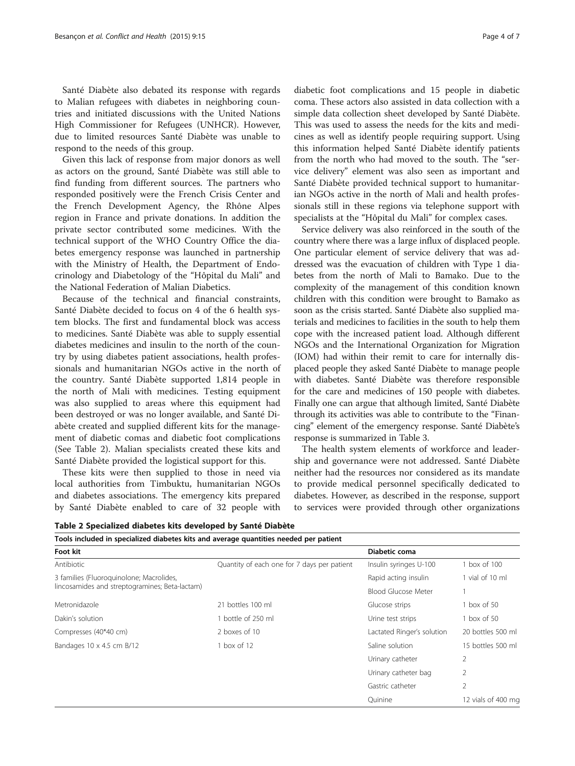Santé Diabète also debated its response with regards to Malian refugees with diabetes in neighboring countries and initiated discussions with the United Nations High Commissioner for Refugees (UNHCR). However, due to limited resources Santé Diabète was unable to respond to the needs of this group.

Given this lack of response from major donors as well as actors on the ground, Santé Diabète was still able to find funding from different sources. The partners who responded positively were the French Crisis Center and the French Development Agency, the Rhône Alpes region in France and private donations. In addition the private sector contributed some medicines. With the technical support of the WHO Country Office the diabetes emergency response was launched in partnership with the Ministry of Health, the Department of Endocrinology and Diabetology of the "Hôpital du Mali" and the National Federation of Malian Diabetics.

Because of the technical and financial constraints, Santé Diabète decided to focus on 4 of the 6 health system blocks. The first and fundamental block was access to medicines. Santé Diabète was able to supply essential diabetes medicines and insulin to the north of the country by using diabetes patient associations, health professionals and humanitarian NGOs active in the north of the country. Santé Diabète supported 1,814 people in the north of Mali with medicines. Testing equipment was also supplied to areas where this equipment had been destroyed or was no longer available, and Santé Diabète created and supplied different kits for the management of diabetic comas and diabetic foot complications (See Table 2). Malian specialists created these kits and Santé Diabète provided the logistical support for this.

These kits were then supplied to those in need via local authorities from Timbuktu, humanitarian NGOs and diabetes associations. The emergency kits prepared by Santé Diabète enabled to care of 32 people with diabetic foot complications and 15 people in diabetic coma. These actors also assisted in data collection with a simple data collection sheet developed by Santé Diabète. This was used to assess the needs for the kits and medicines as well as identify people requiring support. Using this information helped Santé Diabète identify patients from the north who had moved to the south. The "service delivery" element was also seen as important and Santé Diabète provided technical support to humanitarian NGOs active in the north of Mali and health professionals still in these regions via telephone support with specialists at the "Hôpital du Mali" for complex cases.

Service delivery was also reinforced in the south of the country where there was a large influx of displaced people. One particular element of service delivery that was addressed was the evacuation of children with Type 1 diabetes from the north of Mali to Bamako. Due to the complexity of the management of this condition known children with this condition were brought to Bamako as soon as the crisis started. Santé Diabète also supplied materials and medicines to facilities in the south to help them cope with the increased patient load. Although different NGOs and the International Organization for Migration (IOM) had within their remit to care for internally displaced people they asked Santé Diabète to manage people with diabetes. Santé Diabète was therefore responsible for the care and medicines of 150 people with diabetes. Finally one can argue that although limited, Santé Diabète through its activities was able to contribute to the "Financing" element of the emergency response. Santé Diabète's response is summarized in Table 3.

The health system elements of workforce and leadership and governance were not addressed. Santé Diabète neither had the resources nor considered as its mandate to provide medical personnel specifically dedicated to diabetes. However, as described in the response, support to services were provided through other organizations

**Table 2 Specialized diabetes kits developed by Santé Diabète**

| Tools included in specialized diabetes kits and average quantities needed per patient | | | |
|---|---|---|---|
| **Foot kit** | | **Diabetic coma** | |
| Antibiotic | Quantity of each one for 7 days per patient | Insulin syringes U-100 | 1 box of 100 |
| 3 families (Fluoroquinolone; Macrolides, lincosamides and streptogramines; Beta-lactam) | | Rapid acting insulin | 1 vial of 10 ml |
| | | Blood Glucose Meter | 1 |
| Metronidazole | 21 bottles 100 ml | Glucose strips | 1 box of 50 |
| Dakin's solution | 1 bottle of 250 ml | Urine test strips | 1 box of 50 |
| Compresses (40*40 cm) | 2 boxes of 10 | Lactated Ringer's solution | 20 bottles 500 ml |
| Bandages 10 x 4.5 cm B/12 | 1 box of 12 | Saline solution | 15 bottles 500 ml |
| | | Urinary catheter | 2 |
| | | Urinary catheter bag | 2 |
| | | Gastric catheter | 2 |
| | | Quinine | 12 vials of 400 mg |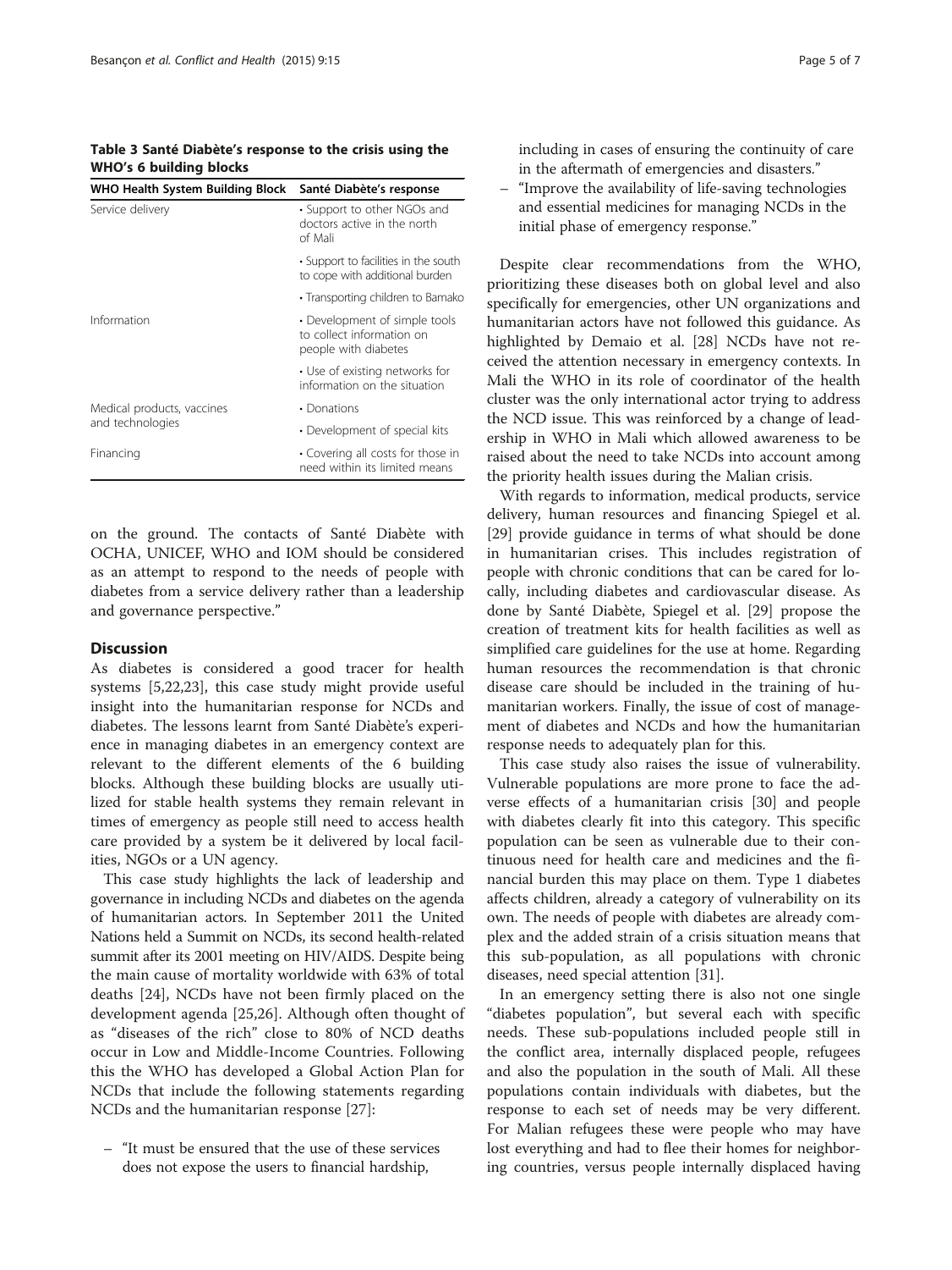**Table 3 Santé Diabète's response to the crisis using the WHO's 6 building blocks**

| WHO Health System Building Block | Santé Diabète's response |
|---|---|
| Service delivery | • Support to other NGOs and doctors active in the north of Mali |
| | • Support to facilities in the south to cope with additional burden |
| | • Transporting children to Bamako |
| Information | • Development of simple tools to collect information on people with diabetes |
| | • Use of existing networks for information on the situation |
| Medical products, vaccines and technologies | • Donations |
| | • Development of special kits |
| Financing | • Covering all costs for those in need within its limited means |

on the ground. The contacts of Santé Diabète with OCHA, UNICEF, WHO and IOM should be considered as an attempt to respond to the needs of people with diabetes from a service delivery rather than a leadership and governance perspective."

## Discussion

As diabetes is considered a good tracer for health systems [5,22,23], this case study might provide useful insight into the humanitarian response for NCDs and diabetes. The lessons learnt from Santé Diabète's experience in managing diabetes in an emergency context are relevant to the different elements of the 6 building blocks. Although these building blocks are usually utilized for stable health systems they remain relevant in times of emergency as people still need to access health care provided by a system be it delivered by local facilities, NGOs or a UN agency.

This case study highlights the lack of leadership and governance in including NCDs and diabetes on the agenda of humanitarian actors. In September 2011 the United Nations held a Summit on NCDs, its second health-related summit after its 2001 meeting on HIV/AIDS. Despite being the main cause of mortality worldwide with 63% of total deaths [24], NCDs have not been firmly placed on the development agenda [25,26]. Although often thought of as "diseases of the rich" close to 80% of NCD deaths occur in Low and Middle-Income Countries. Following this the WHO has developed a Global Action Plan for NCDs that include the following statements regarding NCDs and the humanitarian response [27]:

– "It must be ensured that the use of these services does not expose the users to financial hardship, including in cases of ensuring the continuity of care in the aftermath of emergencies and disasters."
– "Improve the availability of life-saving technologies and essential medicines for managing NCDs in the initial phase of emergency response."

Despite clear recommendations from the WHO, prioritizing these diseases both on global level and also specifically for emergencies, other UN organizations and humanitarian actors have not followed this guidance. As highlighted by Demaio et al. [28] NCDs have not received the attention necessary in emergency contexts. In Mali the WHO in its role of coordinator of the health cluster was the only international actor trying to address the NCD issue. This was reinforced by a change of leadership in WHO in Mali which allowed awareness to be raised about the need to take NCDs into account among the priority health issues during the Malian crisis.

With regards to information, medical products, service delivery, human resources and financing Spiegel et al. [29] provide guidance in terms of what should be done in humanitarian crises. This includes registration of people with chronic conditions that can be cared for locally, including diabetes and cardiovascular disease. As done by Santé Diabète, Spiegel et al. [29] propose the creation of treatment kits for health facilities as well as simplified care guidelines for the use at home. Regarding human resources the recommendation is that chronic disease care should be included in the training of humanitarian workers. Finally, the issue of cost of management of diabetes and NCDs and how the humanitarian response needs to adequately plan for this.

This case study also raises the issue of vulnerability. Vulnerable populations are more prone to face the adverse effects of a humanitarian crisis [30] and people with diabetes clearly fit into this category. This specific population can be seen as vulnerable due to their continuous need for health care and medicines and the financial burden this may place on them. Type 1 diabetes affects children, already a category of vulnerability on its own. The needs of people with diabetes are already complex and the added strain of a crisis situation means that this sub-population, as all populations with chronic diseases, need special attention [31].

In an emergency setting there is also not one single "diabetes population", but several each with specific needs. These sub-populations included people still in the conflict area, internally displaced people, refugees and also the population in the south of Mali. All these populations contain individuals with diabetes, but the response to each set of needs may be very different. For Malian refugees these were people who may have lost everything and had to flee their homes for neighboring countries, versus people internally displaced having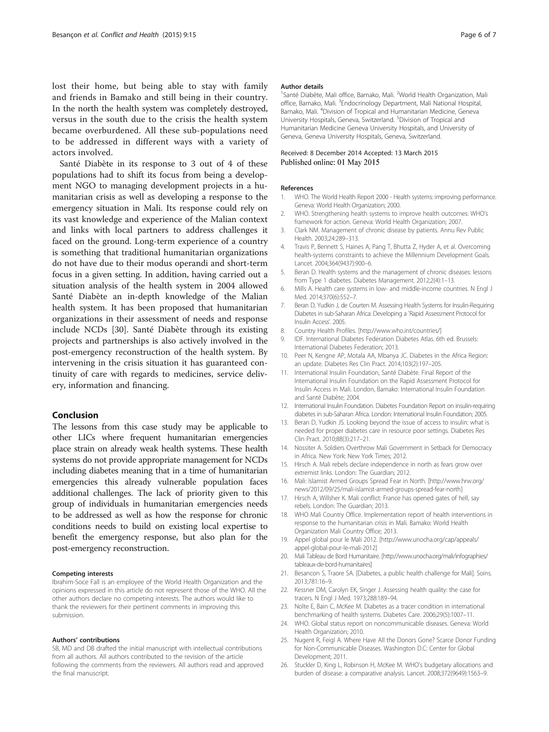lost their home, but being able to stay with family and friends in Bamako and still being in their country. In the north the health system was completely destroyed, versus in the south due to the crisis the health system became overburdened. All these sub-populations need to be addressed in different ways with a variety of actors involved.

Santé Diabète in its response to 3 out of 4 of these populations had to shift its focus from being a development NGO to managing development projects in a humanitarian crisis as well as developing a response to the emergency situation in Mali. Its response could rely on its vast knowledge and experience of the Malian context and links with local partners to address challenges it faced on the ground. Long-term experience of a country is something that traditional humanitarian organizations do not have due to their modus operandi and short-term focus in a given setting. In addition, having carried out a situation analysis of the health system in 2004 allowed Santé Diabète an in-depth knowledge of the Malian health system. It has been proposed that humanitarian organizations in their assessment of needs and response include NCDs [30]. Santé Diabète through its existing projects and partnerships is also actively involved in the post-emergency reconstruction of the health system. By intervening in the crisis situation it has guaranteed continuity of care with regards to medicines, service delivery, information and financing.

## Conclusion

The lessons from this case study may be applicable to other LICs where frequent humanitarian emergencies place strain on already weak health systems. These health systems do not provide appropriate management for NCDs including diabetes meaning that in a time of humanitarian emergencies this already vulnerable population faces additional challenges. The lack of priority given to this group of individuals in humanitarian emergencies needs to be addressed as well as how the response for chronic conditions needs to build on existing local expertise to benefit the emergency response, but also plan for the post-emergency reconstruction.

#### Competing interests

Ibrahim-Soce Fall is an employee of the World Health Organization and the opinions expressed in this article do not represent those of the WHO. All the other authors declare no competing interests. The authors would like to thank the reviewers for their pertinent comments in improving this submission.

#### Authors' contributions

SB, MD and DB drafted the initial manuscript with intellectual contributions from all authors. All authors contributed to the revision of the article following the comments from the reviewers. All authors read and approved the final manuscript.

#### Author details

[1]Santé Diabète, Mali office, Bamako, Mali. [2]World Health Organization, Mali office, Bamako, Mali. [3]Endocrinology Department, Mali National Hospital, Bamako, Mali. [4]Division of Tropical and Humanitarian Medicine, Geneva University Hospitals, Geneva, Switzerland. [5]Division of Tropical and Humanitarian Medicine Geneva University Hospitals, and University of Geneva, Geneva University Hospitals, Geneva, Switzerland.

Received: 8 December 2014 Accepted: 13 March 2015
Published online: 01 May 2015

#### References

1. WHO. The World Health Report 2000 - Health systems: improving performance. Geneva: World Health Organization; 2000.
2. WHO. Strengthening health systems to improve health outcomes: WHO's framework for action. Geneva: World Health Organization; 2007.
3. Clark NM. Management of chronic disease by patients. Annu Rev Public Health. 2003;24:289–313.
4. Travis P, Bennett S, Haines A, Pang T, Bhutta Z, Hyder A, et al. Overcoming health-systems constraints to achieve the Millennium Development Goals. Lancet. 2004;364(9437):900–6.
5. Beran D. Health systems and the management of chronic diseases: lessons from Type 1 diabetes. Diabetes Management. 2012;2(4):1–13.
6. Mills A. Health care systems in low- and middle-income countries. N Engl J Med. 2014;370(6):552–7.
7. Beran D, Yudkin J, de Courten M. Assessing Health Systems for Insulin-Requiring Diabetes in sub-Saharan Africa: Developing a 'Rapid Assessment Protocol for Insulin Access'. 2005.
8. Country Health Profiles. [http://www.who.int/countries/]
9. IDF. International Diabetes Federation Diabetes Atlas. 6th ed. Brussels: International Diabetes Federation; 2013.
10. Peer N, Kengne AP, Motala AA, Mbanya JC. Diabetes in the Africa Region: an update. Diabetes Res Clin Pract. 2014;103(2):197–205.
11. International Insulin Foundation, Santé Diabète. Final Report of the International Insulin Foundation on the Rapid Assessment Protocol for Insulin Access in Mali. London, Bamako: International Insulin Foundation and Santé Diabète; 2004.
12. International Insulin Foundation. Diabetes Foundation Report on insulin-requiring diabetes in sub-Saharan Africa. London: International Insulin Foundation; 2005.
13. Beran D, Yudkin JS. Looking beyond the issue of access to insulin: what is needed for proper diabetes care in resource poor settings. Diabetes Res Clin Pract. 2010;88(3):217–21.
14. Nossiter A. Soldiers Overthrow Mali Government in Setback for Democracy in Africa. New York: New York Times; 2012.
15. Hirsch A. Mali rebels declare independence in north as fears grow over extremist links. London: The Guardian; 2012.
16. Mali: Islamist Armed Groups Spread Fear in North. [http://www.hrw.org/news/2012/09/25/mali-islamist-armed-groups-spread-fear-north]
17. Hirsch A, Willsher K. Mali conflict: France has opened gates of hell, say rebels. London: The Guardian; 2013.
18. WHO Mali Country Office. Implementation report of health interventions in response to the humanitarian crisis in Mali. Bamako: World Health Organization Mali Country Office; 2013.
19. Appel global pour le Mali 2012. [http://www.unocha.org/cap/appeals/appel-global-pour-le-mali-2012]
20. Mali Tableau de Bord Humanitaire. [http://www.unocha.org/mali/infographies/tableaux-de-bord-humanitaires]
21. Besancon S, Traore SA. [Diabetes, a public health challenge for Mali]. Soins. 2013;781:16–9.
22. Kessner DM, Carolyn EK, Singer J. Assessing health quality: the case for tracers. N Engl J Med. 1973;288:189–94.
23. Nolte E, Bain C, McKee M. Diabetes as a tracer condition in international benchmarking of health systems. Diabetes Care. 2006;29(5):1007–11.
24. WHO. Global status report on noncommunicable diseases. Geneva: World Health Organization; 2010.
25. Nugent R, Feigl A. Where Have All the Donors Gone? Scarce Donor Funding for Non-Communicable Diseases. Washington D.C: Center for Global Development; 2011.
26. Stuckler D, King L, Robinson H, McKee M. WHO's budgetary allocations and burden of disease: a comparative analysis. Lancet. 2008;372(9649):1563–9.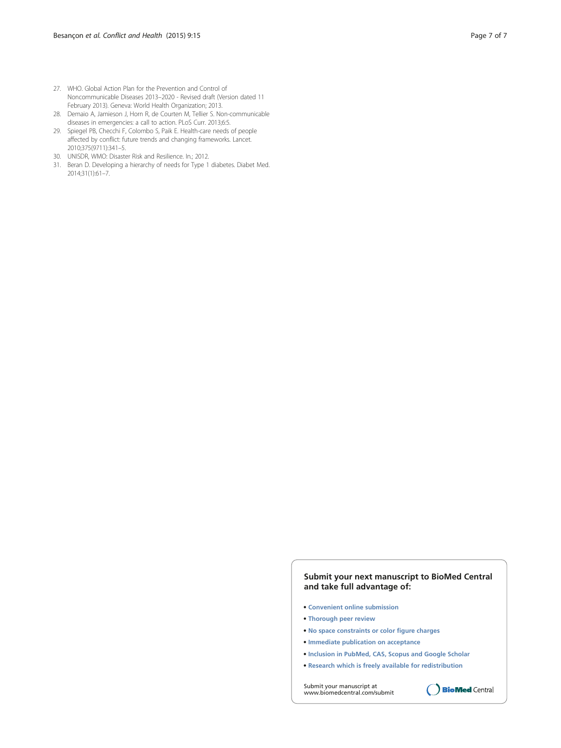27. WHO. Global Action Plan for the Prevention and Control of Noncommunicable Diseases 2013–2020 - Revised draft (Version dated 11 February 2013). Geneva: World Health Organization; 2013.
28. Demaio A, Jamieson J, Horn R, de Courten M, Tellier S. Non-communicable diseases in emergencies: a call to action. PLoS Curr. 2013;6:5.
29. Spiegel PB, Checchi F, Colombo S, Paik E. Health-care needs of people affected by conflict: future trends and changing frameworks. Lancet. 2010;375(9711):341–5.
30. UNISDR, WMO: Disaster Risk and Resilience. In.; 2012.
31. Beran D. Developing a hierarchy of needs for Type 1 diabetes. Diabet Med. 2014;31(1):61–7.

**Submit your next manuscript to BioMed Central and take full advantage of:**

- **Convenient online submission**
- **Thorough peer review**
- **No space constraints or color figure charges**
- **Immediate publication on acceptance**
- **Inclusion in PubMed, CAS, Scopus and Google Scholar**
- **Research which is freely available for redistribution**

Submit your manuscript at
www.biomedcentral.com/submit

BioMed Central